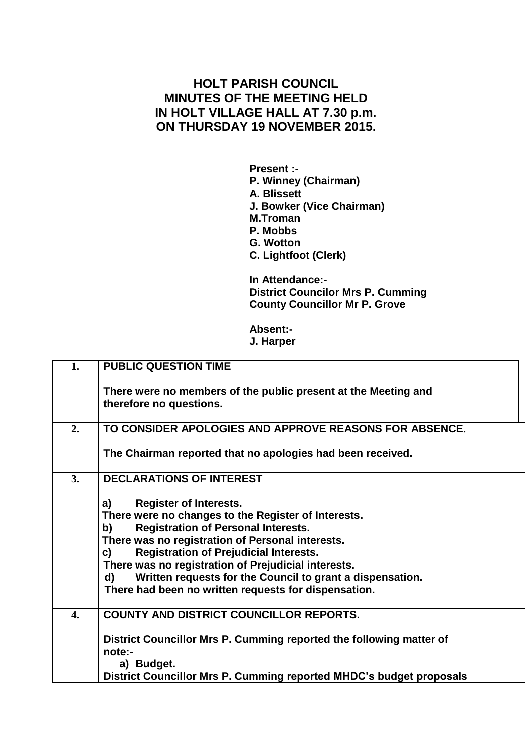# HOLT PARISH COUNCIL
# MINUTES OF THE MEETING HELD
# IN HOLT VILLAGE HALL AT 7.30 p.m.
# ON THURSDAY 19 NOVEMBER 2015.

**Present :-**
**P. Winney (Chairman)**
**A. Blissett**
**J. Bowker (Vice Chairman)**
**M.Troman**
**P. Mobbs**
**G. Wotton**
**C. Lightfoot (Clerk)**

**In Attendance:-**
**District Councilor Mrs P. Cumming**
**County Councillor Mr P. Grove**

**Absent:-**
**J. Harper**

| | | |
|---|---|---|
| **1.** | **PUBLIC QUESTION TIME**<br><br>**There were no members of the public present at the Meeting and therefore no questions.** | |
| **2.** | **TO CONSIDER APOLOGIES AND APPROVE REASONS FOR ABSENCE.**<br><br>**The Chairman reported that no apologies had been received.** | |
| **3.** | **DECLARATIONS OF INTEREST**<br><br>**a) Register of Interests.**<br>**There were no changes to the Register of Interests.**<br>**b) Registration of Personal Interests.**<br>**There was no registration of Personal interests.**<br>**c) Registration of Prejudicial Interests.**<br>**There was no registration of Prejudicial interests.**<br>**d) Written requests for the Council to grant a dispensation.**<br>**There had been no written requests for dispensation.** | |
| **4.** | **COUNTY AND DISTRICT COUNCILLOR REPORTS.**<br><br>**District Councillor Mrs P. Cumming reported the following matter of note:-**<br>**a) Budget.**<br>**District Councillor Mrs P. Cumming reported MHDC's budget proposals** | |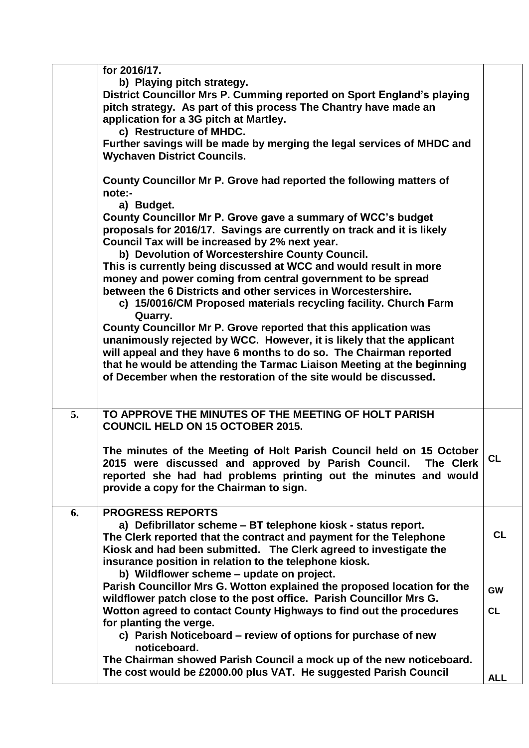| | | |
|---|---|---|
| | **for 2016/17.**<br>**b) Playing pitch strategy.**<br>**District Councillor Mrs P. Cumming reported on Sport England's playing pitch strategy. As part of this process The Chantry have made an application for a 3G pitch at Martley.**<br>**c) Restructure of MHDC.**<br>**Further savings will be made by merging the legal services of MHDC and Wychaven District Councils.**<br><br>**County Councillor Mr P. Grove had reported the following matters of note:-**<br>**a) Budget.**<br>**County Councillor Mr P. Grove gave a summary of WCC's budget proposals for 2016/17. Savings are currently on track and it is likely Council Tax will be increased by 2% next year.**<br>**b) Devolution of Worcestershire County Council.**<br>**This is currently being discussed at WCC and would result in more money and power coming from central government to be spread between the 6 Districts and other services in Worcestershire.**<br>**c) 15/0016/CM Proposed materials recycling facility. Church Farm Quarry.**<br>**County Councillor Mr P. Grove reported that this application was unanimously rejected by WCC. However, it is likely that the applicant will appeal and they have 6 months to do so. The Chairman reported that he would be attending the Tarmac Liaison Meeting at the beginning of December when the restoration of the site would be discussed.** | |
| **5.** | **TO APPROVE THE MINUTES OF THE MEETING OF HOLT PARISH COUNCIL HELD ON 15 OCTOBER 2015.**<br><br>**The minutes of the Meeting of Holt Parish Council held on 15 October 2015 were discussed and approved by Parish Council. The Clerk reported she had had problems printing out the minutes and would provide a copy for the Chairman to sign.** | **CL** |
| **6.** | **PROGRESS REPORTS**<br>**a) Defibrillator scheme – BT telephone kiosk - status report.**<br>**The Clerk reported that the contract and payment for the Telephone Kiosk and had been submitted. The Clerk agreed to investigate the insurance position in relation to the telephone kiosk.**<br>**b) Wildflower scheme – update on project.**<br>**Parish Councillor Mrs G. Wotton explained the proposed location for the wildflower patch close to the post office. Parish Councillor Mrs G. Wotton agreed to contact County Highways to find out the procedures for planting the verge.**<br>**c) Parish Noticeboard – review of options for purchase of new noticeboard.**<br>**The Chairman showed Parish Council a mock up of the new noticeboard. The cost would be £2000.00 plus VAT. He suggested Parish Council** | **CL**<br><br>**GW**<br>**CL**<br><br>**ALL** |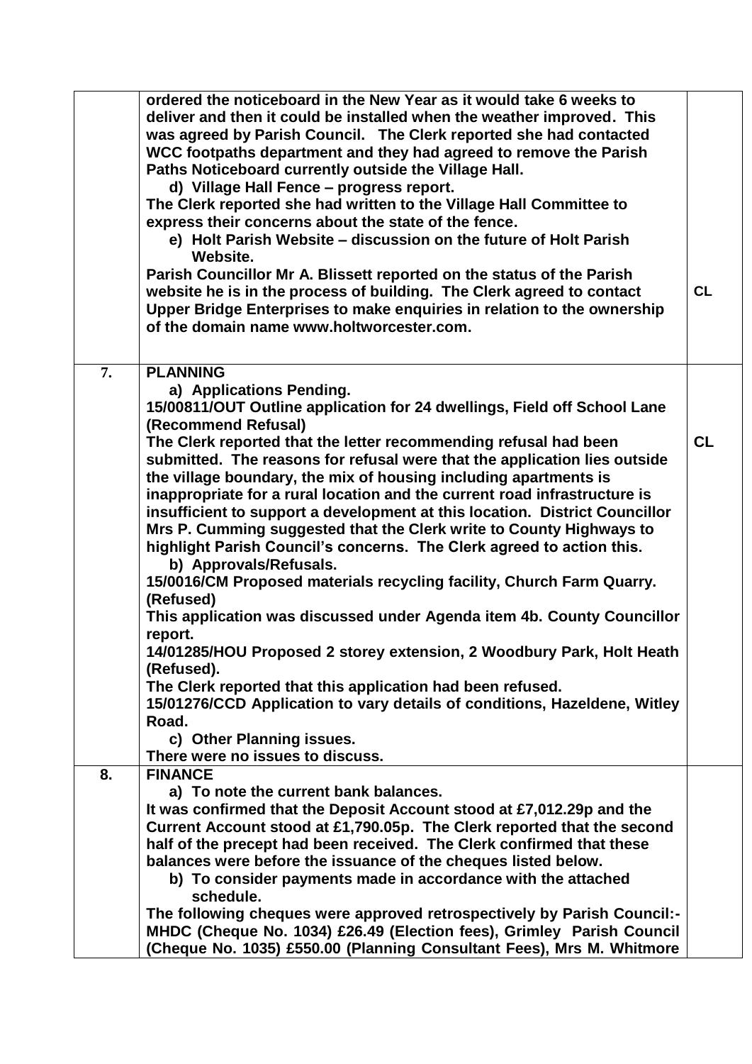| | | |
|---|---|---|
| | **ordered the noticeboard in the New Year as it would take 6 weeks to deliver and then it could be installed when the weather improved. This was agreed by Parish Council. The Clerk reported she had contacted WCC footpaths department and they had agreed to remove the Parish Paths Noticeboard currently outside the Village Hall.**<br>**d) Village Hall Fence – progress report.**<br>**The Clerk reported she had written to the Village Hall Committee to express their concerns about the state of the fence.**<br>**e) Holt Parish Website – discussion on the future of Holt Parish Website.**<br>**Parish Councillor Mr A. Blissett reported on the status of the Parish website he is in the process of building. The Clerk agreed to contact Upper Bridge Enterprises to make enquiries in relation to the ownership of the domain name www.holtworcester.com.** | **CL** |
| **7.** | **PLANNING**<br>**a) Applications Pending.**<br>**15/00811/OUT Outline application for 24 dwellings, Field off School Lane (Recommend Refusal)**<br>**The Clerk reported that the letter recommending refusal had been submitted. The reasons for refusal were that the application lies outside the village boundary, the mix of housing including apartments is inappropriate for a rural location and the current road infrastructure is insufficient to support a development at this location. District Councillor Mrs P. Cumming suggested that the Clerk write to County Highways to highlight Parish Council's concerns. The Clerk agreed to action this.**<br>**b) Approvals/Refusals.**<br>**15/0016/CM Proposed materials recycling facility, Church Farm Quarry. (Refused)**<br>**This application was discussed under Agenda item 4b. County Councillor report.**<br>**14/01285/HOU Proposed 2 storey extension, 2 Woodbury Park, Holt Heath (Refused).**<br>**The Clerk reported that this application had been refused.**<br>**15/01276/CCD Application to vary details of conditions, Hazeldene, Witley Road.**<br>**c) Other Planning issues.**<br>**There were no issues to discuss.** | **CL** |
| **8.** | **FINANCE**<br>**a) To note the current bank balances.**<br>**It was confirmed that the Deposit Account stood at £7,012.29p and the Current Account stood at £1,790.05p. The Clerk reported that the second half of the precept had been received. The Clerk confirmed that these balances were before the issuance of the cheques listed below.**<br>**b) To consider payments made in accordance with the attached schedule.**<br>**The following cheques were approved retrospectively by Parish Council:- MHDC (Cheque No. 1034) £26.49 (Election fees), Grimley Parish Council (Cheque No. 1035) £550.00 (Planning Consultant Fees), Mrs M. Whitmore** | |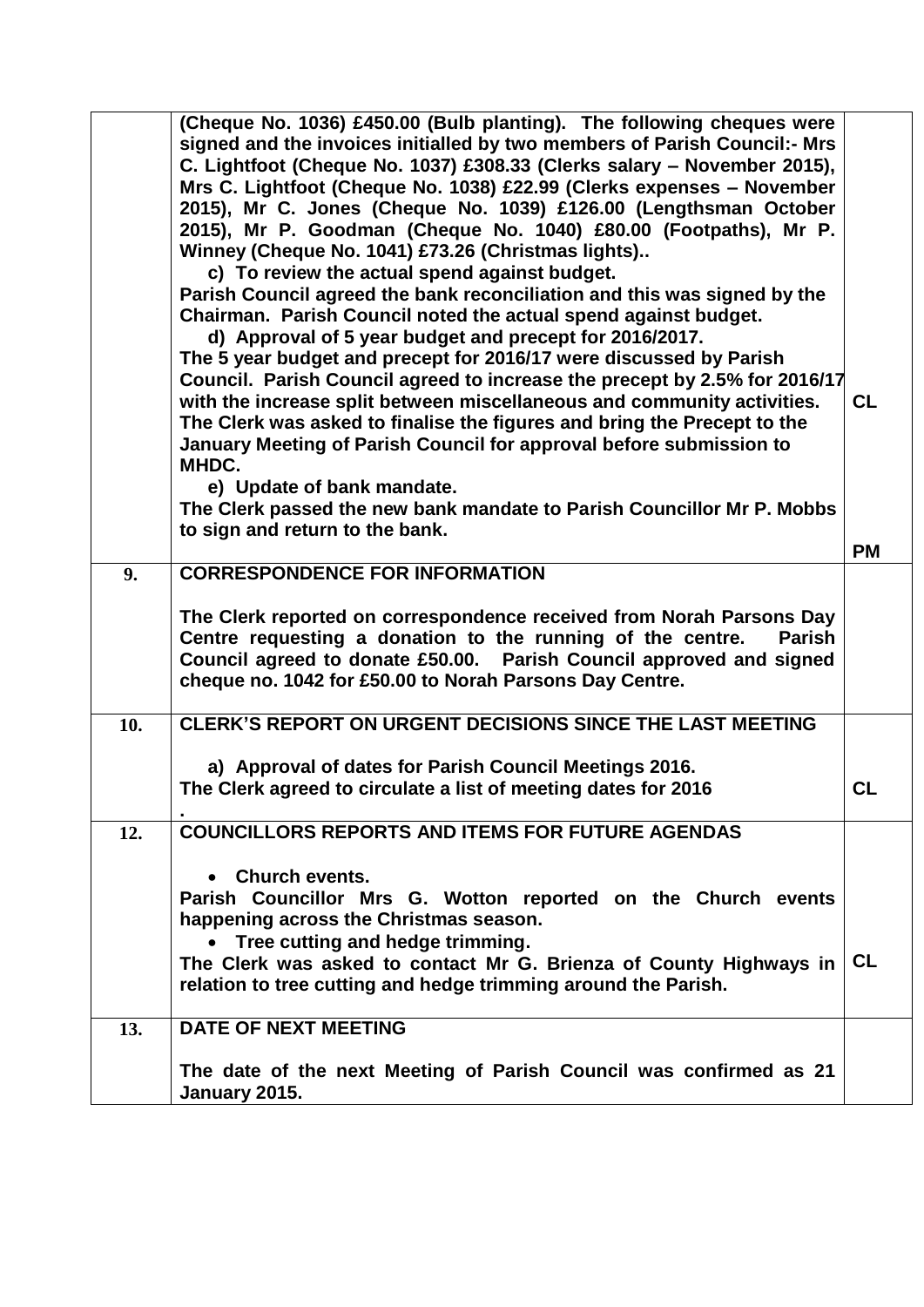| | | |
|---|---|---|
| | **(Cheque No. 1036) £450.00 (Bulb planting). The following cheques were signed and the invoices initialled by two members of Parish Council:- Mrs C. Lightfoot (Cheque No. 1037) £308.33 (Clerks salary – November 2015), Mrs C. Lightfoot (Cheque No. 1038) £22.99 (Clerks expenses – November 2015), Mr C. Jones (Cheque No. 1039) £126.00 (Lengthsman October 2015), Mr P. Goodman (Cheque No. 1040) £80.00 (Footpaths), Mr P. Winney (Cheque No. 1041) £73.26 (Christmas lights)..**<br>**c) To review the actual spend against budget.**<br>**Parish Council agreed the bank reconciliation and this was signed by the Chairman. Parish Council noted the actual spend against budget.**<br>**d) Approval of 5 year budget and precept for 2016/2017.**<br>**The 5 year budget and precept for 2016/17 were discussed by Parish Council. Parish Council agreed to increase the precept by 2.5% for 2016/17 with the increase split between miscellaneous and community activities. The Clerk was asked to finalise the figures and bring the Precept to the January Meeting of Parish Council for approval before submission to MHDC.**<br>**e) Update of bank mandate.**<br>**The Clerk passed the new bank mandate to Parish Councillor Mr P. Mobbs to sign and return to the bank.** | **CL**<br><br>**PM** |
| **9.** | **CORRESPONDENCE FOR INFORMATION**<br><br>**The Clerk reported on correspondence received from Norah Parsons Day Centre requesting a donation to the running of the centre. Parish Council agreed to donate £50.00. Parish Council approved and signed cheque no. 1042 for £50.00 to Norah Parsons Day Centre.** | |
| **10.** | **CLERK'S REPORT ON URGENT DECISIONS SINCE THE LAST MEETING**<br><br>**a) Approval of dates for Parish Council Meetings 2016.**<br>**The Clerk agreed to circulate a list of meeting dates for 2016**<br>**.** | **CL** |
| **12.** | **COUNCILLORS REPORTS AND ITEMS FOR FUTURE AGENDAS**<br><br>• **Church events.**<br>**Parish Councillor Mrs G. Wotton reported on the Church events happening across the Christmas season.**<br>• **Tree cutting and hedge trimming.**<br>**The Clerk was asked to contact Mr G. Brienza of County Highways in relation to tree cutting and hedge trimming around the Parish.** | **CL** |
| **13.** | **DATE OF NEXT MEETING**<br><br>**The date of the next Meeting of Parish Council was confirmed as 21 January 2015.** | |